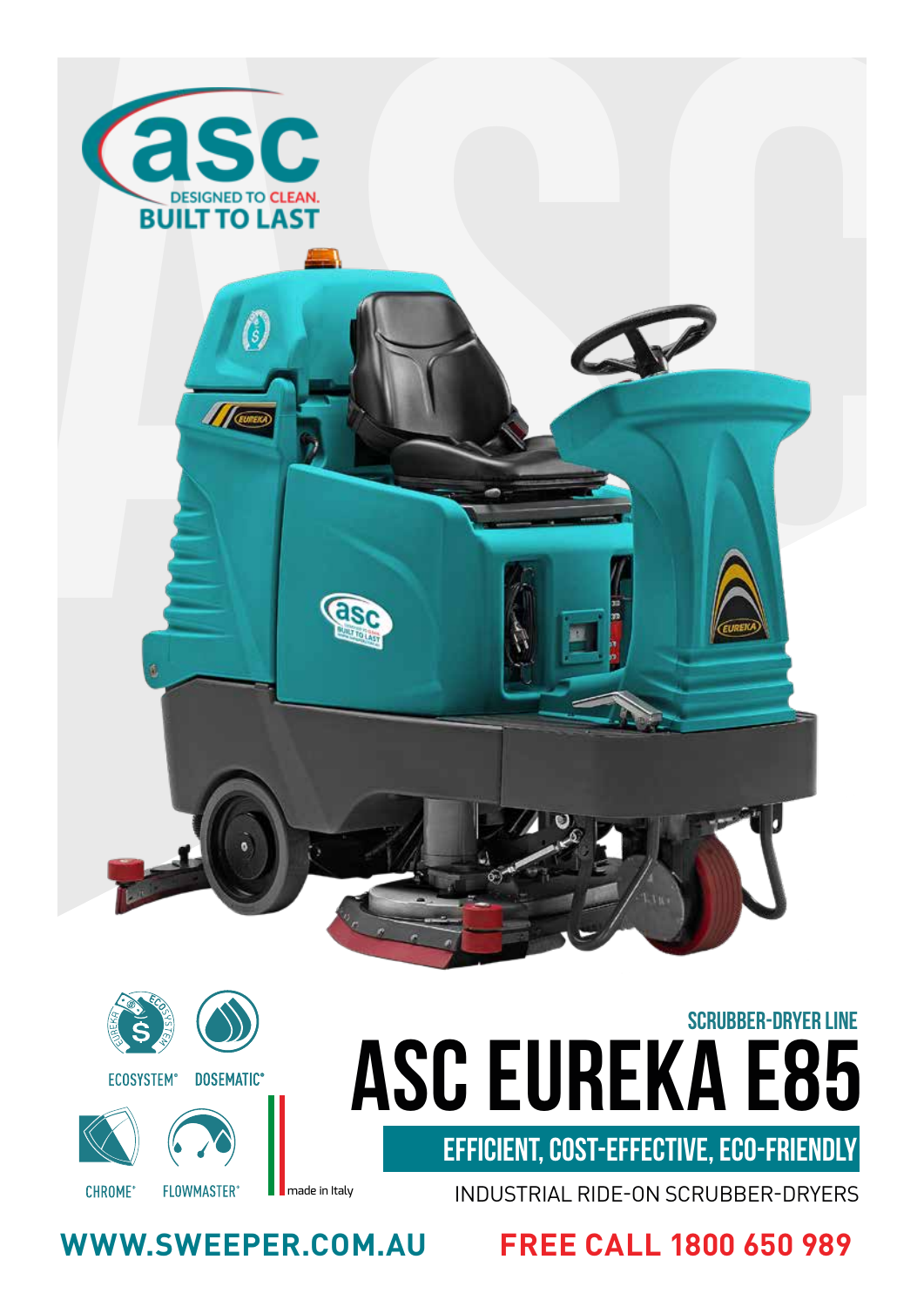asc

DESIGNED TO CLEAN.
BUILT TO LAST

ECOSYSTEM® DOSEMATIC®

CHROME® FLOWMASTER®

made in Italy

SCRUBBER-DRYER LINE

# ASC EUREKA E85

## EFFICIENT, COST-EFFECTIVE, ECO-FRIENDLY

INDUSTRIAL RIDE-ON SCRUBBER-DRYERS

**WWW.SWEEPER.COM.AU** **FREE CALL 1800 650 989**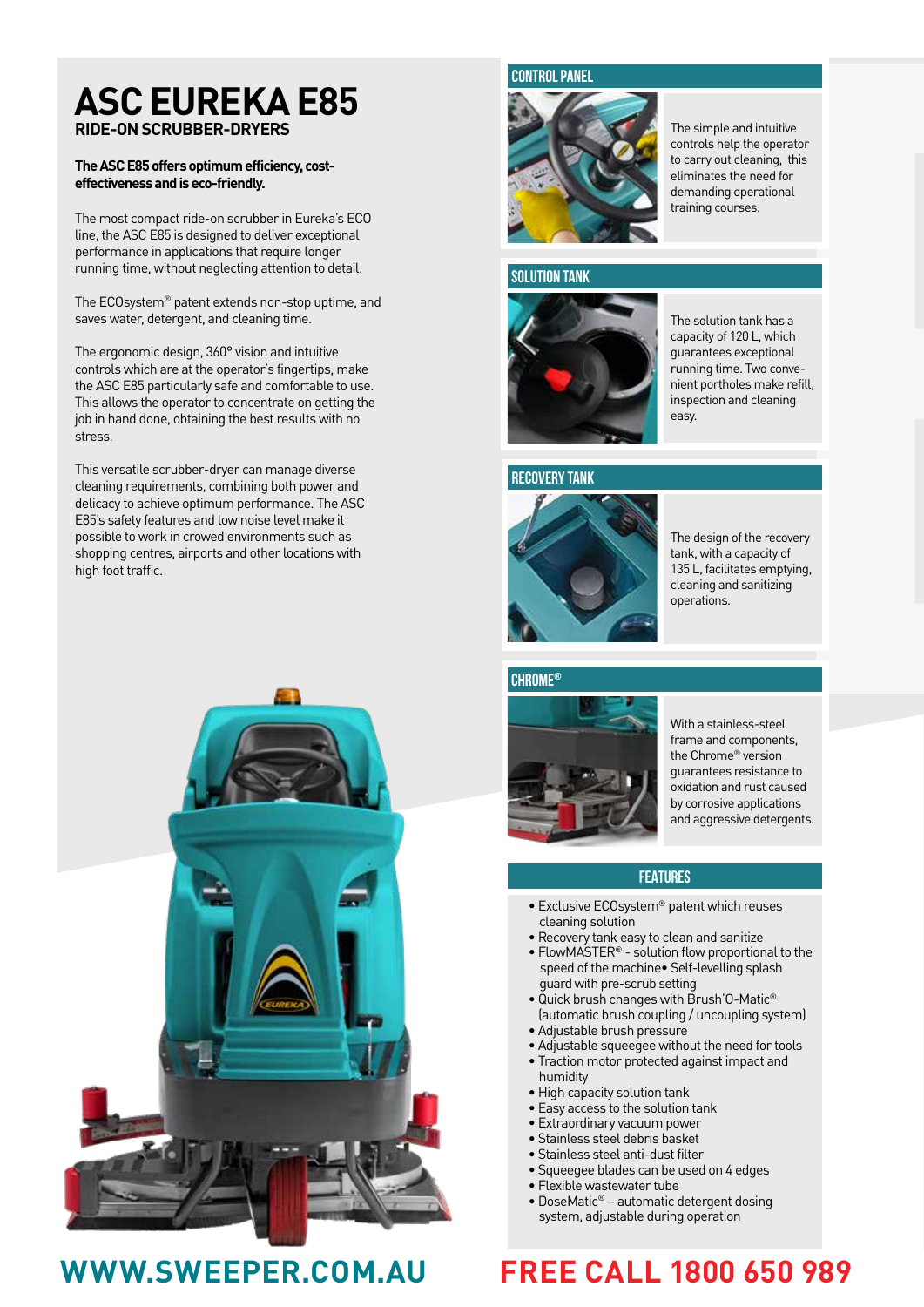# ASC EUREKA E85

## RIDE-ON SCRUBBER-DRYERS

**The ASC E85 offers optimum efficiency, cost-effectiveness and is eco-friendly.**

The most compact ride-on scrubber in Eureka's ECO line, the ASC E85 is designed to deliver exceptional performance in applications that require longer running time, without neglecting attention to detail.

The ECOsystem® patent extends non-stop uptime, and saves water, detergent, and cleaning time.

The ergonomic design, 360° vision and intuitive controls which are at the operator's fingertips, make the ASC E85 particularly safe and comfortable to use. This allows the operator to concentrate on getting the job in hand done, obtaining the best results with no stress.

This versatile scrubber-dryer can manage diverse cleaning requirements, combining both power and delicacy to achieve optimum performance. The ASC E85's safety features and low noise level make it possible to work in crowed environments such as shopping centres, airports and other locations with high foot traffic.

### CONTROL PANEL

The simple and intuitive controls help the operator to carry out cleaning, this eliminates the need for demanding operational training courses.

### SOLUTION TANK

The solution tank has a capacity of 120 L, which guarantees exceptional running time. Two convenient portholes make refill, inspection and cleaning easy.

### RECOVERY TANK

The design of the recovery tank, with a capacity of 135 L, facilitates emptying, cleaning and sanitizing operations.

### CHROME®

With a stainless-steel frame and components, the Chrome® version guarantees resistance to oxidation and rust caused by corrosive applications and aggressive detergents.

### FEATURES

- Exclusive ECOsystem® patent which reuses cleaning solution
- Recovery tank easy to clean and sanitize
- FlowMASTER® - solution flow proportional to the speed of the machine• Self-levelling splash guard with pre-scrub setting
- Quick brush changes with Brush'O-Matic® (automatic brush coupling / uncoupling system)
- Adjustable brush pressure
- Adjustable squeegee without the need for tools
- Traction motor protected against impact and humidity
- High capacity solution tank
- Easy access to the solution tank
- Extraordinary vacuum power
- Stainless steel debris basket
- Stainless steel anti-dust filter
- Squeegee blades can be used on 4 edges
- Flexible wastewater tube
- DoseMatic® – automatic detergent dosing system, adjustable during operation

**WWW.SWEEPER.COM.AU** **FREE CALL 1800 650 989**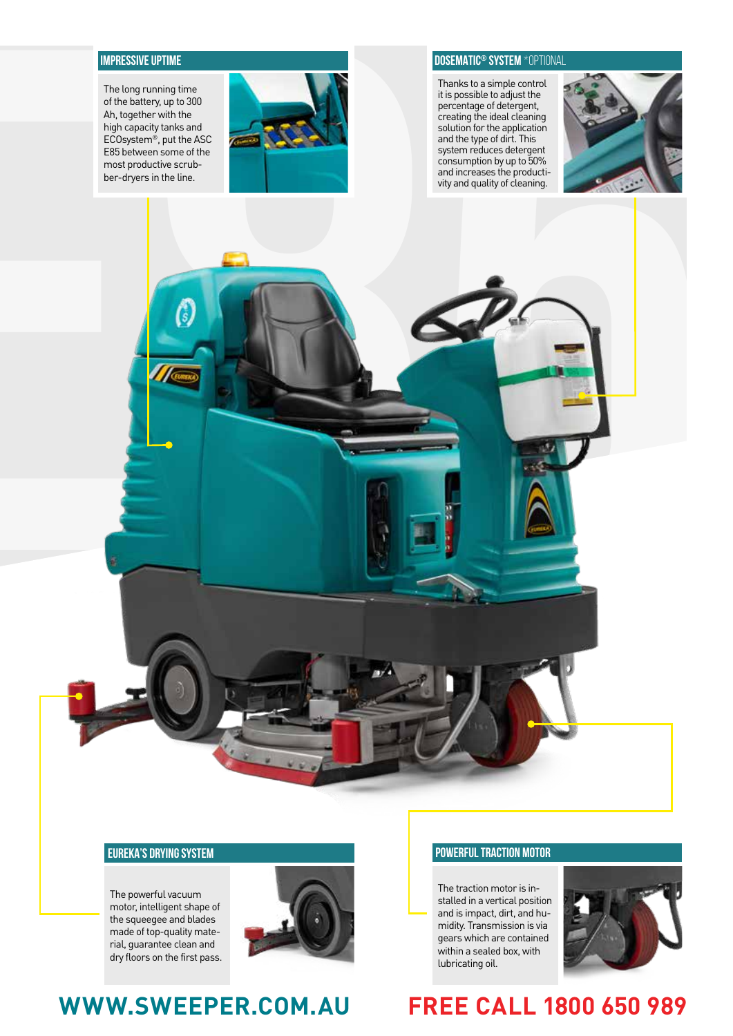## IMPRESSIVE UPTIME

The long running time of the battery, up to 300 Ah, together with the high capacity tanks and ECOsystem®, put the ASC E85 between some of the most productive scrubber-dryers in the line.

## DOSEMATIC® SYSTEM *OPTIONAL

Thanks to a simple control it is possible to adjust the percentage of detergent, creating the ideal cleaning solution for the application and the type of dirt. This system reduces detergent consumption by up to 50% and increases the productivity and quality of cleaning.

## EUREKA'S DRYING SYSTEM

The powerful vacuum motor, intelligent shape of the squeegee and blades made of top-quality material, guarantee clean and dry floors on the first pass.

## POWERFUL TRACTION MOTOR

The traction motor is installed in a vertical position and is impact, dirt, and humidity. Transmission is via gears which are contained within a sealed box, with lubricating oil.

**WWW.SWEEPER.COM.AU**

**FREE CALL 1800 650 989**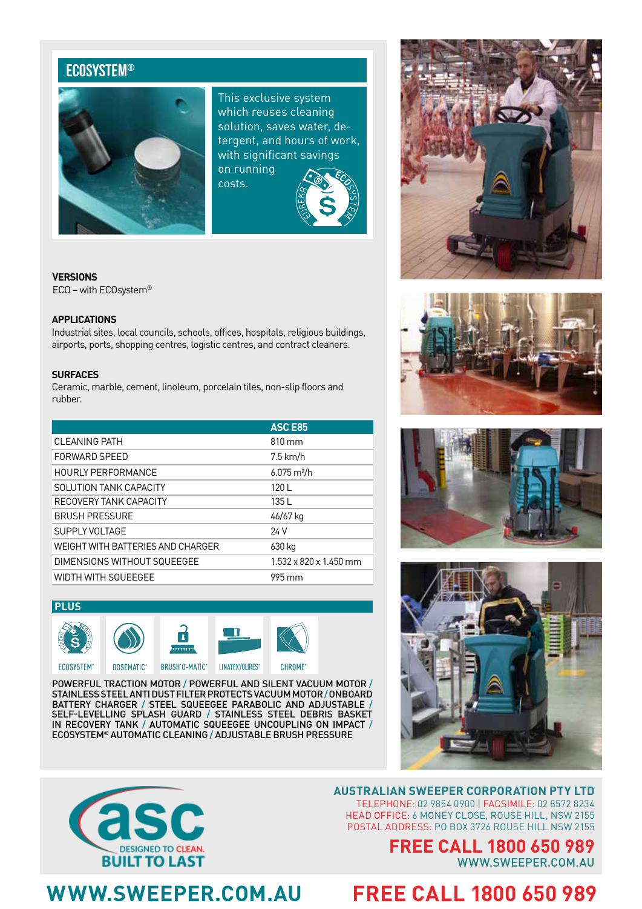## ECOSYSTEM®

This exclusive system which reuses cleaning solution, saves water, detergent, and hours of work, with significant savings on running costs.

**VERSIONS**

ECO – with ECOsystem®

**APPLICATIONS**

Industrial sites, local councils, schools, offices, hospitals, religious buildings, airports, ports, shopping centres, logistic centres, and contract cleaners.

**SURFACES**

Ceramic, marble, cement, linoleum, porcelain tiles, non-slip floors and rubber.

| | ASC E85 |
|---|---|
| CLEANING PATH | 810 mm |
| FORWARD SPEED | 7.5 km/h |
| HOURLY PERFORMANCE | 6.075 m²/h |
| SOLUTION TANK CAPACITY | 120 L |
| RECOVERY TANK CAPACITY | 135 L |
| BRUSH PRESSURE | 46/67 kg |
| SUPPLY VOLTAGE | 24 V |
| WEIGHT WITH BATTERIES AND CHARGER | 630 kg |
| DIMENSIONS WITHOUT SQUEEGEE | 1.532 x 820 x 1.450 mm |
| WIDTH WITH SQUEEGEE | 995 mm |

**PLUS**

ECOSYSTEM® DOSEMATIC® BRUSH'O-MATIC® LINATEX®/OLIRES® CHROME®

POWERFUL TRACTION MOTOR / POWERFUL AND SILENT VACUUM MOTOR / STAINLESS STEEL ANTI DUST FILTER PROTECTS VACUUM MOTOR / ONBOARD BATTERY CHARGER / STEEL SQUEEGEE PARABOLIC AND ADJUSTABLE / SELF-LEVELLING SPLASH GUARD / STAINLESS STEEL DEBRIS BASKET IN RECOVERY TANK / AUTOMATIC SQUEEGEE UNCOUPLING ON IMPACT / ECOSYSTEM® AUTOMATIC CLEANING / ADJUSTABLE BRUSH PRESSURE

asc DESIGNED TO CLEAN. BUILT TO LAST

**AUSTRALIAN SWEEPER CORPORATION PTY LTD**
TELEPHONE: 02 9854 0900 | FACSIMILE: 02 8572 8234
HEAD OFFICE: 6 MONEY CLOSE, ROUSE HILL, NSW 2155
POSTAL ADDRESS: PO BOX 3726 ROUSE HILL NSW 2155

**FREE CALL 1800 650 989**
WWW.SWEEPER.COM.AU

**WWW.SWEEPER.COM.AU** **FREE CALL 1800 650 989**